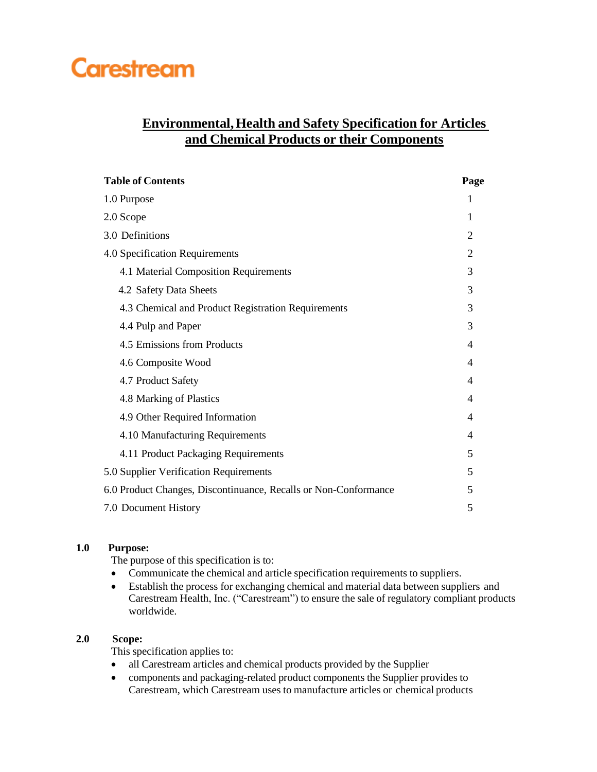Carestream

# Environmental, Health and Safety Specification for Articles and Chemical Products or their Components

| Table of Contents | Page |
|---|---|
| 1.0 Purpose | 1 |
| 2.0 Scope | 1 |
| 3.0 Definitions | 2 |
| 4.0 Specification Requirements | 2 |
| 4.1 Material Composition Requirements | 3 |
| 4.2 Safety Data Sheets | 3 |
| 4.3 Chemical and Product Registration Requirements | 3 |
| 4.4 Pulp and Paper | 3 |
| 4.5 Emissions from Products | 4 |
| 4.6 Composite Wood | 4 |
| 4.7 Product Safety | 4 |
| 4.8 Marking of Plastics | 4 |
| 4.9 Other Required Information | 4 |
| 4.10 Manufacturing Requirements | 4 |
| 4.11 Product Packaging Requirements | 5 |
| 5.0 Supplier Verification Requirements | 5 |
| 6.0 Product Changes, Discontinuance, Recalls or Non-Conformance | 5 |
| 7.0 Document History | 5 |

## 1.0 Purpose:

The purpose of this specification is to:

- Communicate the chemical and article specification requirements to suppliers.
- Establish the process for exchanging chemical and material data between suppliers and Carestream Health, Inc. ("Carestream") to ensure the sale of regulatory compliant products worldwide.

## 2.0 Scope:

This specification applies to:

- all Carestream articles and chemical products provided by the Supplier
- components and packaging-related product components the Supplier provides to Carestream, which Carestream uses to manufacture articles or chemical products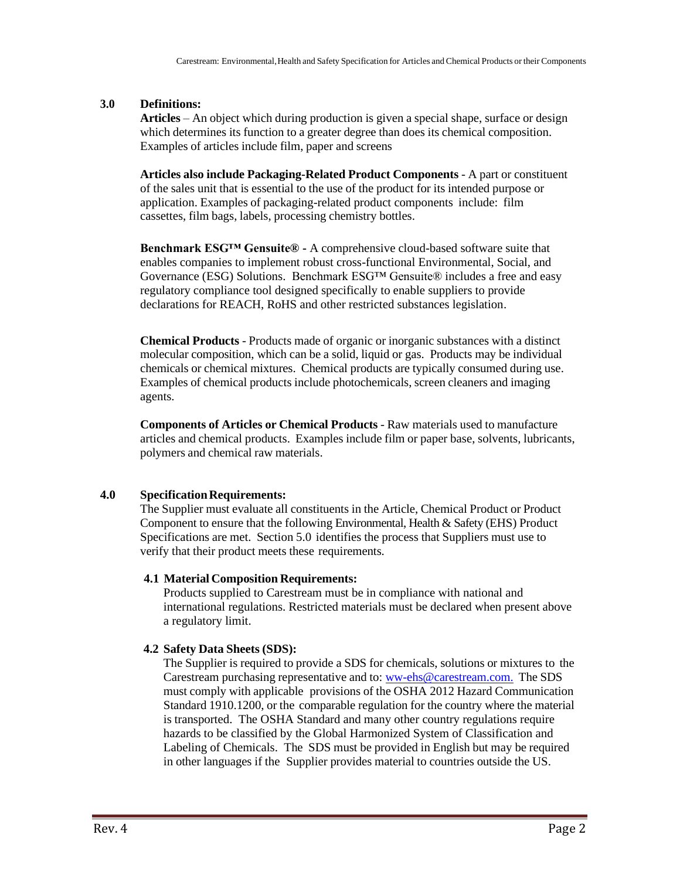## 3.0 Definitions:

**Articles** – An object which during production is given a special shape, surface or design which determines its function to a greater degree than does its chemical composition. Examples of articles include film, paper and screens

**Articles also include Packaging-Related Product Components** - A part or constituent of the sales unit that is essential to the use of the product for its intended purpose or application. Examples of packaging-related product components include: film cassettes, film bags, labels, processing chemistry bottles.

**Benchmark ESG™ Gensuite® -** A comprehensive cloud-based software suite that enables companies to implement robust cross-functional Environmental, Social, and Governance (ESG) Solutions. Benchmark ESG™ Gensuite® includes a free and easy regulatory compliance tool designed specifically to enable suppliers to provide declarations for REACH, RoHS and other restricted substances legislation.

**Chemical Products** - Products made of organic or inorganic substances with a distinct molecular composition, which can be a solid, liquid or gas. Products may be individual chemicals or chemical mixtures. Chemical products are typically consumed during use. Examples of chemical products include photochemicals, screen cleaners and imaging agents.

**Components of Articles or Chemical Products** - Raw materials used to manufacture articles and chemical products. Examples include film or paper base, solvents, lubricants, polymers and chemical raw materials.

## 4.0 Specification Requirements:

The Supplier must evaluate all constituents in the Article, Chemical Product or Product Component to ensure that the following Environmental, Health & Safety (EHS) Product Specifications are met. Section 5.0 identifies the process that Suppliers must use to verify that their product meets these requirements.

### 4.1 Material Composition Requirements:

Products supplied to Carestream must be in compliance with national and international regulations. Restricted materials must be declared when present above a regulatory limit.

### 4.2 Safety Data Sheets (SDS):

The Supplier is required to provide a SDS for chemicals, solutions or mixtures to the Carestream purchasing representative and to: ww-ehs@carestream.com. The SDS must comply with applicable provisions of the OSHA 2012 Hazard Communication Standard 1910.1200, or the comparable regulation for the country where the material is transported. The OSHA Standard and many other country regulations require hazards to be classified by the Global Harmonized System of Classification and Labeling of Chemicals. The SDS must be provided in English but may be required in other languages if the Supplier provides material to countries outside the US.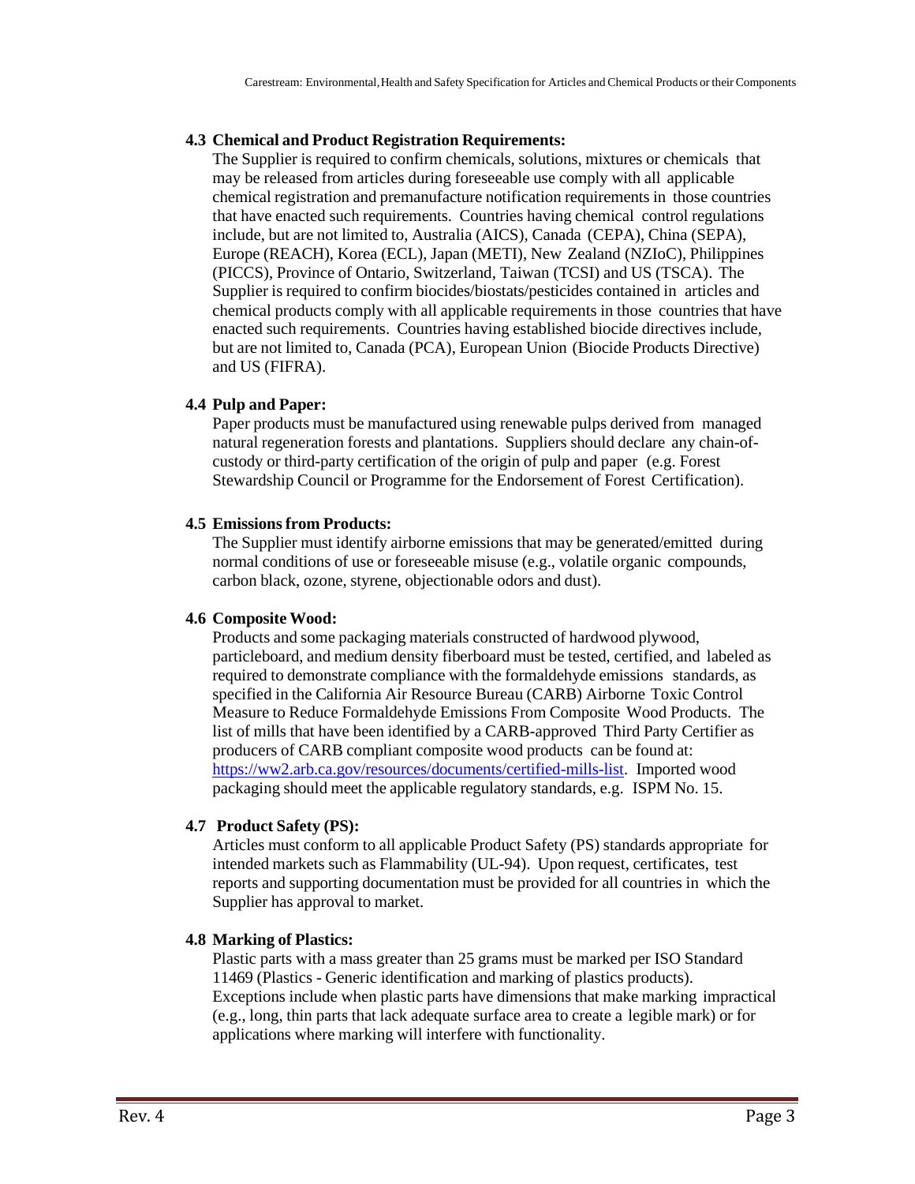### 4.3 Chemical and Product Registration Requirements:

The Supplier is required to confirm chemicals, solutions, mixtures or chemicals that may be released from articles during foreseeable use comply with all applicable chemical registration and premanufacture notification requirements in those countries that have enacted such requirements. Countries having chemical control regulations include, but are not limited to, Australia (AICS), Canada (CEPA), China (SEPA), Europe (REACH), Korea (ECL), Japan (METI), New Zealand (NZIoC), Philippines (PICCS), Province of Ontario, Switzerland, Taiwan (TCSI) and US (TSCA). The Supplier is required to confirm biocides/biostats/pesticides contained in articles and chemical products comply with all applicable requirements in those countries that have enacted such requirements. Countries having established biocide directives include, but are not limited to, Canada (PCA), European Union (Biocide Products Directive) and US (FIFRA).

### 4.4 Pulp and Paper:

Paper products must be manufactured using renewable pulps derived from managed natural regeneration forests and plantations. Suppliers should declare any chain-of-custody or third-party certification of the origin of pulp and paper (e.g. Forest Stewardship Council or Programme for the Endorsement of Forest Certification).

### 4.5 Emissions from Products:

The Supplier must identify airborne emissions that may be generated/emitted during normal conditions of use or foreseeable misuse (e.g., volatile organic compounds, carbon black, ozone, styrene, objectionable odors and dust).

### 4.6 Composite Wood:

Products and some packaging materials constructed of hardwood plywood, particleboard, and medium density fiberboard must be tested, certified, and labeled as required to demonstrate compliance with the formaldehyde emissions standards, as specified in the California Air Resource Bureau (CARB) Airborne Toxic Control Measure to Reduce Formaldehyde Emissions From Composite Wood Products. The list of mills that have been identified by a CARB-approved Third Party Certifier as producers of CARB compliant composite wood products can be found at: [https://ww2.arb.ca.gov/resources/documents/certified-mills-list](https://ww2.arb.ca.gov/resources/documents/certified-mills-list). Imported wood packaging should meet the applicable regulatory standards, e.g. ISPM No. 15.

### 4.7 Product Safety (PS):

Articles must conform to all applicable Product Safety (PS) standards appropriate for intended markets such as Flammability (UL-94). Upon request, certificates, test reports and supporting documentation must be provided for all countries in which the Supplier has approval to market.

### 4.8 Marking of Plastics:

Plastic parts with a mass greater than 25 grams must be marked per ISO Standard 11469 (Plastics - Generic identification and marking of plastics products). Exceptions include when plastic parts have dimensions that make marking impractical (e.g., long, thin parts that lack adequate surface area to create a legible mark) or for applications where marking will interfere with functionality.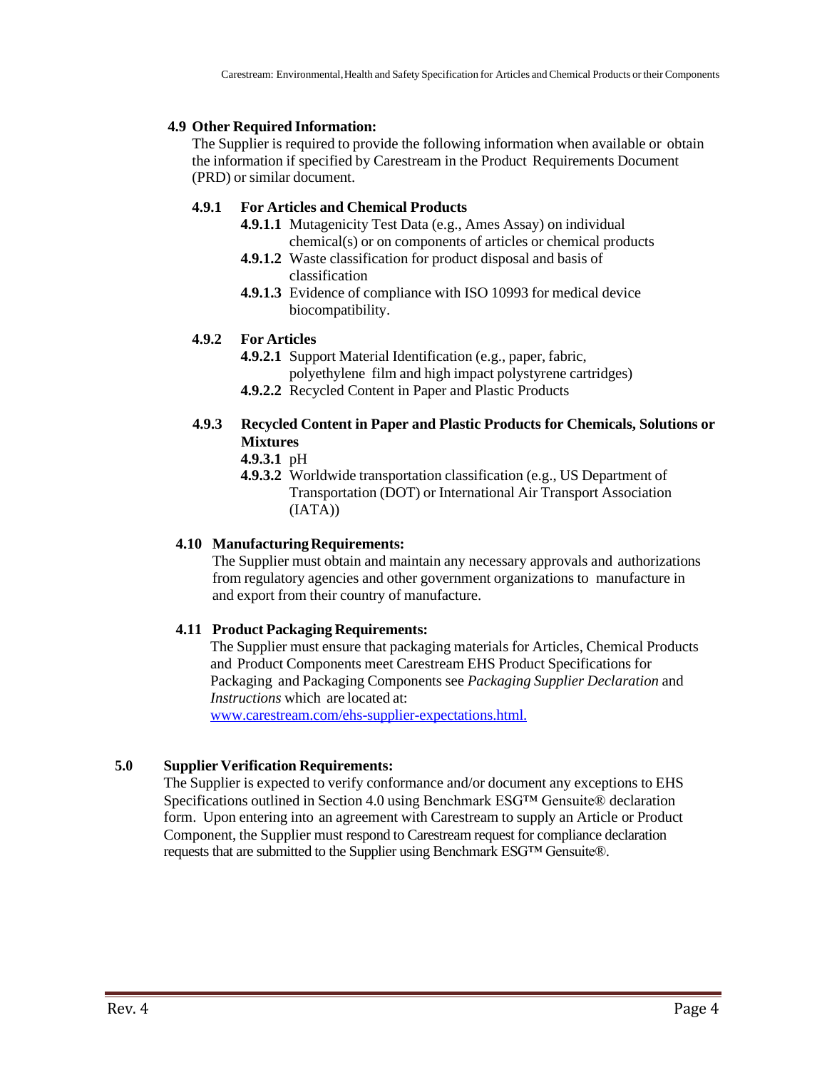### 4.9 Other Required Information:

The Supplier is required to provide the following information when available or obtain the information if specified by Carestream in the Product Requirements Document (PRD) or similar document.

#### 4.9.1 For Articles and Chemical Products

- **4.9.1.1** Mutagenicity Test Data (e.g., Ames Assay) on individual chemical(s) or on components of articles or chemical products
- **4.9.1.2** Waste classification for product disposal and basis of classification
- **4.9.1.3** Evidence of compliance with ISO 10993 for medical device biocompatibility.

#### 4.9.2 For Articles

- **4.9.2.1** Support Material Identification (e.g., paper, fabric, polyethylene film and high impact polystyrene cartridges)
- **4.9.2.2** Recycled Content in Paper and Plastic Products

#### 4.9.3 Recycled Content in Paper and Plastic Products for Chemicals, Solutions or Mixtures

- **4.9.3.1** pH
- **4.9.3.2** Worldwide transportation classification (e.g., US Department of Transportation (DOT) or International Air Transport Association (IATA))

### 4.10 Manufacturing Requirements:

The Supplier must obtain and maintain any necessary approvals and authorizations from regulatory agencies and other government organizations to manufacture in and export from their country of manufacture.

### 4.11 Product Packaging Requirements:

The Supplier must ensure that packaging materials for Articles, Chemical Products and Product Components meet Carestream EHS Product Specifications for Packaging and Packaging Components see *Packaging Supplier Declaration* and *Instructions* which are located at:
[www.carestream.com/ehs-supplier-expectations.html.](www.carestream.com/ehs-supplier-expectations.html)

## 5.0 Supplier Verification Requirements:

The Supplier is expected to verify conformance and/or document any exceptions to EHS Specifications outlined in Section 4.0 using Benchmark ESG™ Gensuite® declaration form. Upon entering into an agreement with Carestream to supply an Article or Product Component, the Supplier must respond to Carestream request for compliance declaration requests that are submitted to the Supplier using Benchmark ESG™ Gensuite®.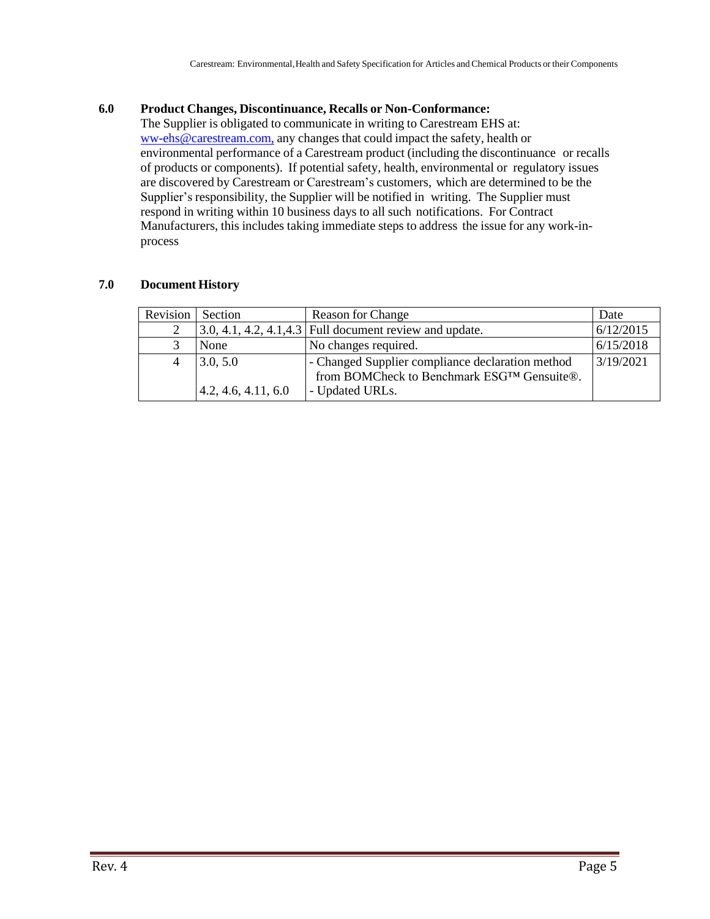## 6.0 Product Changes, Discontinuance, Recalls or Non-Conformance:

The Supplier is obligated to communicate in writing to Carestream EHS at: ww-ehs@carestream.com, any changes that could impact the safety, health or environmental performance of a Carestream product (including the discontinuance or recalls of products or components). If potential safety, health, environmental or regulatory issues are discovered by Carestream or Carestream's customers, which are determined to be the Supplier's responsibility, the Supplier will be notified in writing. The Supplier must respond in writing within 10 business days to all such notifications. For Contract Manufacturers, this includes taking immediate steps to address the issue for any work-in-process

## 7.0 Document History

| Revision | Section | Reason for Change | Date |
|---|---|---|---|
| 2 | 3.0, 4.1, 4.2, 4.1,4.3 | Full document review and update. | 6/12/2015 |
| 3 | None | No changes required. | 6/15/2018 |
| 4 | 3.0, 5.0<br><br>4.2, 4.6, 4.11, 6.0 | - Changed Supplier compliance declaration method from BOMCheck to Benchmark ESG™ Gensuite®.<br>- Updated URLs. | 3/19/2021 |